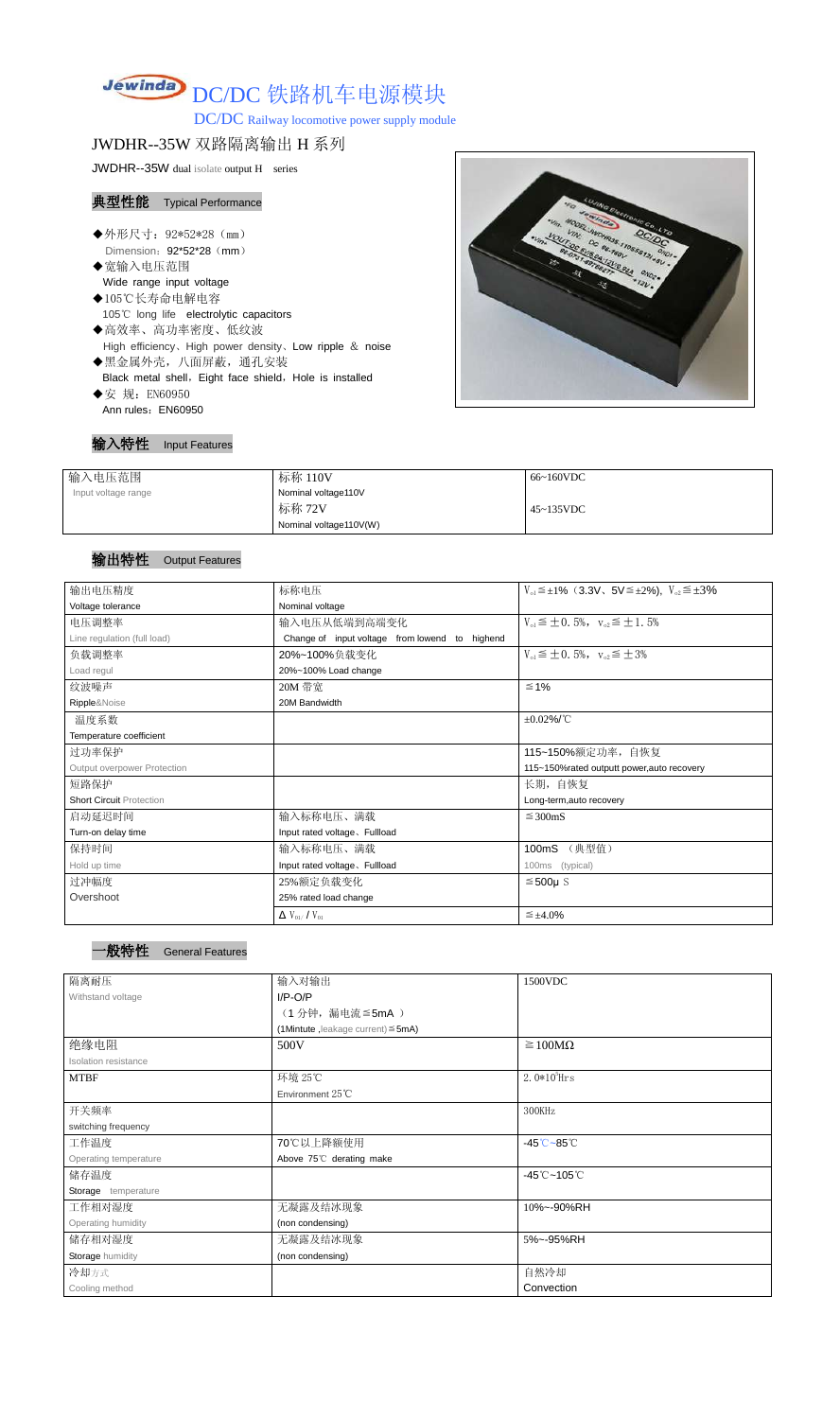# DC/DC 铁路机车电源模块

DC/DC Railway locomotive power supply module

## JWDHR--35W 双路隔离输出 H 系列

JWDHR--35W dual isolate output H series

### 典型性能 Typical Performance

- ◆外形尺寸：92*52*28（mm）
  Dimension：92*52*28（mm）
- ◆宽输入电压范围
  Wide range input voltage
- ◆105℃长寿命电解电容
  105℃ long life electrolytic capacitors
- ◆高效率、高功率密度、低纹波
  High efficiency、High power density、Low ripple & noise
- ◆黑金属外壳，八面屏蔽，通孔安装
  Black metal shell，Eight face shield，Hole is installed
- ◆安 规：EN60950
  Ann rules：EN60950

### 输入特性 Input Features

| 输入电压范围<br>Input voltage range | 标称 110V<br>Nominal voltage110V | 66~160VDC |
|---|---|---|
| | 标称 72V<br>Nominal voltage110V(W) | 45~135VDC |

### 输出特性 Output Features

| | | |
|---|---|---|
| 输出电压精度<br>Voltage tolerance | 标称电压<br>Nominal voltage | $V_{o1}$≦±1%（3.3V、5V≦±2%），$V_{o2}$≦±3% |
| 电压调整率<br>Line regulation (full load) | 输入电压从低端到高端变化<br>Change of input voltage from lowend to highend | $V_{o1}$≦±0.5%，$V_{o2}$≦±1.5% |
| 负载调整率<br>Load regul | 20%~100%负载变化<br>20%~100% Load change | $V_{o1}$≦±0.5%，$V_{o2}$≦±3% |
| 纹波噪声<br>Ripple&Noise | 20M 带宽<br>20M Bandwidth | ≦1% |
| 温度系数<br>Temperature coefficient | | ±0.02%/℃ |
| 过功率保护<br>Output overpower Protection | | 115~150%额定功率，自恢复<br>115~150%rated outputt power,auto recovery |
| 短路保护<br>Short Circuit Protection | | 长期，自恢复<br>Long-term,auto recovery |
| 启动延迟时间<br>Turn-on delay time | 输入标称电压、满载<br>Input rated voltage、Fullload | ≦300mS |
| 保持时间<br>Hold up time | 输入标称电压、满载<br>Input rated voltage、Fullload | 100mS （典型值）<br>100ms (typical) |
| 过冲幅度<br>Overshoot | 25%额定负载变化<br>25% rated load change | ≦500μS |
| | $\Delta V_{01}/V_{01}$ | ≦±4.0% |

### 一般特性 General Features

| | | |
|---|---|---|
| 隔离耐压<br>Withstand voltage | 输入对输出<br>I/P-O/P<br>（1 分钟，漏电流≦5mA ）<br>(1Mintute ,leakage current)≦5mA) | 1500VDC |
| 绝缘电阻<br>Isolation resistance | 500V | ≧100MΩ |
| MTBF | 环境 25℃<br>Environment 25℃ | $2.0\times10^{5}$Hrs |
| 开关频率<br>switching frequency | | 300KHz |
| 工作温度<br>Operating temperature | 70℃以上降额使用<br>Above 75℃ derating make | -45℃~85℃ |
| 储存温度<br>Storage temperature | | -45℃~105℃ |
| 工作相对湿度<br>Operating humidity | 无凝露及结冰现象<br>(non condensing) | 10%~-90%RH |
| 储存相对湿度<br>Storage humidity | 无凝露及结冰现象<br>(non condensing) | 5%~-95%RH |
| 冷却方式<br>Cooling method | | 自然冷却<br>Convection |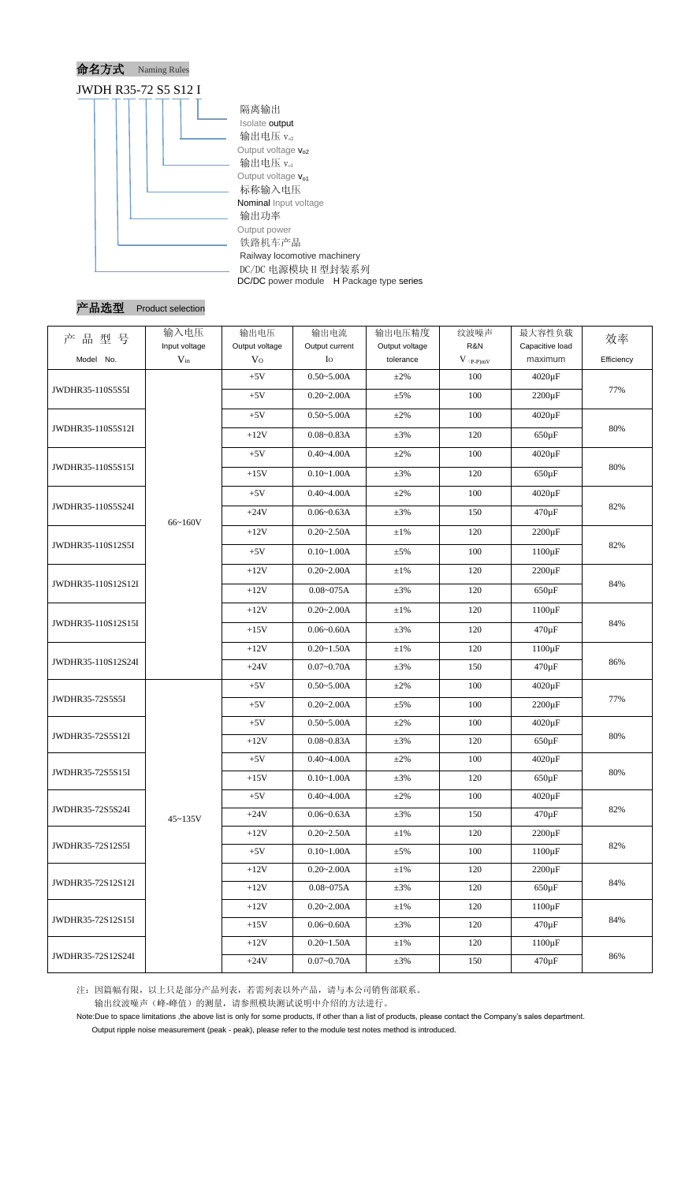## 命名方式 Naming Rules

JWDH R35-72 S5 S12 I

- 隔离输出 Isolate output
- 输出电压 $V_{o2}$ Output voltage $V_{o2}$
- 输出电压 $V_{o1}$ Output voltage $V_{o1}$
- 标称输入电压 Nominal input voltage
- 输出功率 Output power
- 铁路机车产品 Railway locomotive machinery
- DC/DC 电源模块 H 型封装系列 DC/DC power module H Package type series

## 产品选型 Product selection

| 产品型号 Model No. | 输入电压 Input voltage $V_{in}$ | 输出电压 Output voltage $V_O$ | 输出电流 Output current $I_O$ | 输出电压精度 Output voltage tolerance | 纹波噪声 R&N $V_{(P-P)mV}$ | 最大容性负载 Capacitive load maximum | 效率 Efficiency |
|---|---|---|---|---|---|---|---|
| JWDHR35-110S5S5I | 66~160V | +5V | 0.50~5.00A | ±2% | 100 | 4020μF | 77% |
| | | +5V | 0.20~2.00A | ±5% | 100 | 2200μF | |
| JWDHR35-110S5S12I | | +5V | 0.50~5.00A | ±2% | 100 | 4020μF | 80% |
| | | +12V | 0.08~0.83A | ±3% | 120 | 650μF | |
| JWDHR35-110S5S15I | | +5V | 0.40~4.00A | ±2% | 100 | 4020μF | 80% |
| | | +15V | 0.10~1.00A | ±3% | 120 | 650μF | |
| JWDHR35-110S5S24I | | +5V | 0.40~4.00A | ±2% | 100 | 4020μF | 82% |
| | | +24V | 0.06~0.63A | ±3% | 150 | 470μF | |
| JWDHR35-110S12S5I | | +12V | 0.20~2.50A | ±1% | 120 | 2200μF | 82% |
| | | +5V | 0.10~1.00A | ±5% | 100 | 1100μF | |
| JWDHR35-110S12S12I | | +12V | 0.20~2.00A | ±1% | 120 | 2200μF | 84% |
| | | +12V | 0.08~075A | ±3% | 120 | 650μF | |
| JWDHR35-110S12S15I | | +12V | 0.20~2.00A | ±1% | 120 | 1100μF | 84% |
| | | +15V | 0.06~0.60A | ±3% | 120 | 470μF | |
| JWDHR35-110S12S24I | | +12V | 0.20~1.50A | ±1% | 120 | 1100μF | 86% |
| | | +24V | 0.07~0.70A | ±3% | 150 | 470μF | |
| JWDHR35-72S5S5I | 45~135V | +5V | 0.50~5.00A | ±2% | 100 | 4020μF | 77% |
| | | +5V | 0.20~2.00A | ±5% | 100 | 2200μF | |
| JWDHR35-72S5S12I | | +5V | 0.50~5.00A | ±2% | 100 | 4020μF | 80% |
| | | +12V | 0.08~0.83A | ±3% | 120 | 650μF | |
| JWDHR35-72S5S15I | | +5V | 0.40~4.00A | ±2% | 100 | 4020μF | 80% |
| | | +15V | 0.10~1.00A | ±3% | 120 | 650μF | |
| JWDHR35-72S5S24I | | +5V | 0.40~4.00A | ±2% | 100 | 4020μF | 82% |
| | | +24V | 0.06~0.63A | ±3% | 150 | 470μF | |
| JWDHR35-72S12S5I | | +12V | 0.20~2.50A | ±1% | 120 | 2200μF | 82% |
| | | +5V | 0.10~1.00A | ±5% | 100 | 1100μF | |
| JWDHR35-72S12S12I | | +12V | 0.20~2.00A | ±1% | 120 | 2200μF | 84% |
| | | +12V | 0.08~075A | ±3% | 120 | 650μF | |
| JWDHR35-72S12S15I | | +12V | 0.20~2.00A | ±1% | 120 | 1100μF | 84% |
| | | +15V | 0.06~0.60A | ±3% | 120 | 470μF | |
| JWDHR35-72S12S24I | | +12V | 0.20~1.50A | ±1% | 120 | 1100μF | 86% |
| | | +24V | 0.07~0.70A | ±3% | 150 | 470μF | |

注：因篇幅有限，以上只是部分产品列表，若需列表以外产品，请与本公司销售部联系。
输出纹波噪声（峰-峰值）的测量，请参照模块测试说明中介绍的方法进行。

Note:Due to space limitations ,the above list is only for some products, If other than a list of products, please contact the Company's sales department.
Output ripple noise measurement (peak - peak), please refer to the module test notes method is introduced.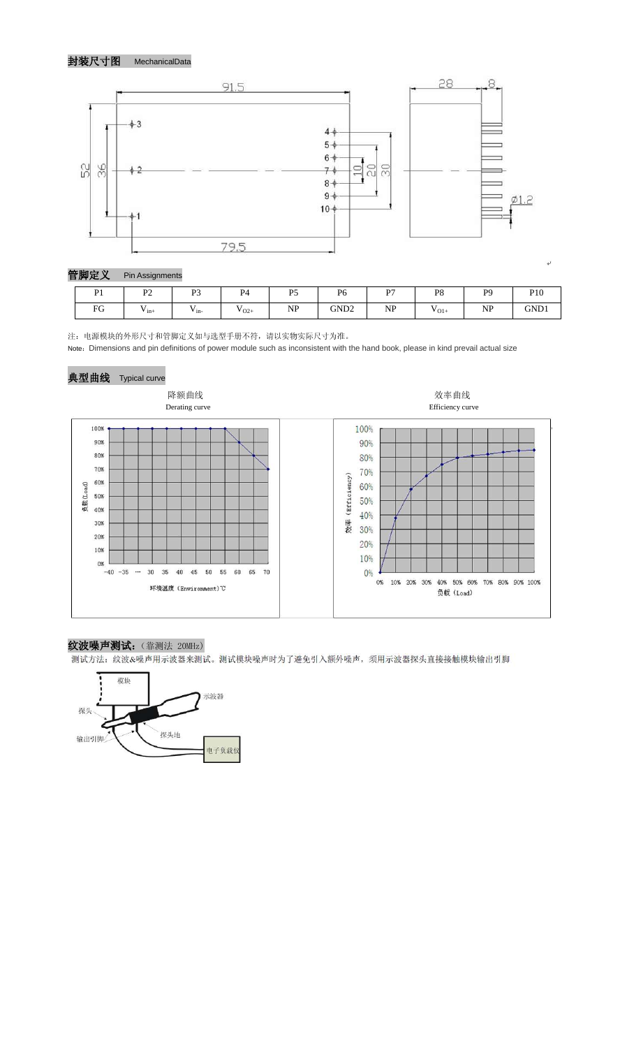## 封装尺寸图 MechanicalData

91.5
28
8
52
36
3
2
1
4
5
6
7
8
9
10
10
20
30
Ø1.2
79.5

## 管脚定义 Pin Assignments

| P1 | P2 | P3 | P4 | P5 | P6 | P7 | P8 | P9 | P10 |
|---|---|---|---|---|---|---|---|---|---|
| FG | $V_{in+}$ | $V_{in-}$ | $V_{O2+}$ | NP | GND2 | NP | $V_{O1+}$ | NP | GND1 |

注：电源模块的外形尺寸和管脚定义如与选型手册不符，请以实物实际尺寸为准。

Note：Dimensions and pin definitions of power module such as inconsistent with the hand book, please in kind prevail actual size

## 典型曲线 Typical curve

降额曲线
Derating curve

100%
90%
80%
70%
60%
50%
40%
30%
20%
10%
0%
负载(Load)
-40 -35 ··· 30 35 40 45 50 55 60 65 70
环境温度（Environment）℃

效率曲线
Efficiency curve

100%
90%
80%
70%
60%
50%
40%
30%
20%
10%
0%
效率（Efficiency）
0% 10% 20% 30% 40% 50% 60% 70% 80% 90% 100%
负载（Load）

## 纹波噪声测试：（靠测法 20MHz）

测试方法：纹波&噪声用示波器来测试。测试模块噪声时为了避免引入额外噪声，须用示波器探头直接接触模块输出引脚

模块
示波器
探头
探头地
输出引脚
电子负载仪